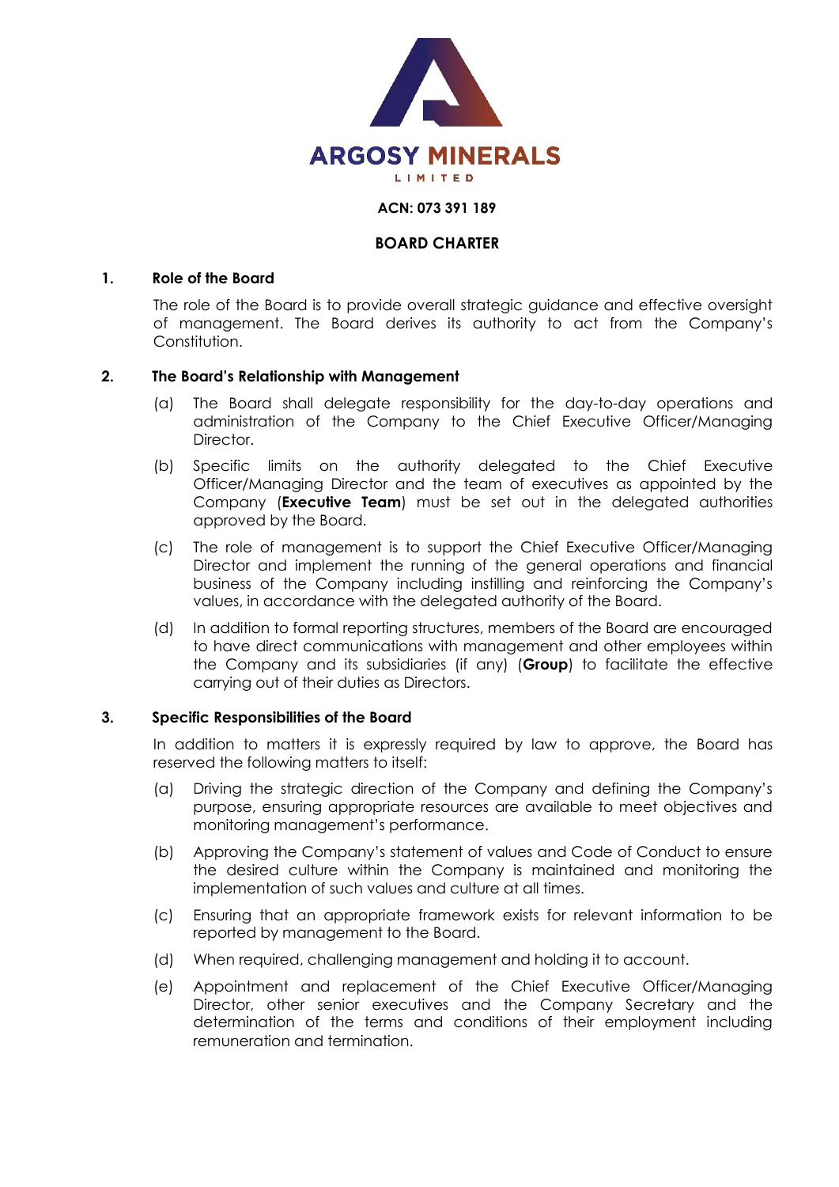**ARGOSY MINERALS**

LIMITED

**ACN: 073 391 189**

# BOARD CHARTER

## 1. Role of the Board

The role of the Board is to provide overall strategic guidance and effective oversight of management. The Board derives its authority to act from the Company's Constitution.

## 2. The Board's Relationship with Management

(a) The Board shall delegate responsibility for the day-to-day operations and administration of the Company to the Chief Executive Officer/Managing Director.

(b) Specific limits on the authority delegated to the Chief Executive Officer/Managing Director and the team of executives as appointed by the Company (**Executive Team**) must be set out in the delegated authorities approved by the Board.

(c) The role of management is to support the Chief Executive Officer/Managing Director and implement the running of the general operations and financial business of the Company including instilling and reinforcing the Company's values, in accordance with the delegated authority of the Board.

(d) In addition to formal reporting structures, members of the Board are encouraged to have direct communications with management and other employees within the Company and its subsidiaries (if any) (**Group**) to facilitate the effective carrying out of their duties as Directors.

## 3. Specific Responsibilities of the Board

In addition to matters it is expressly required by law to approve, the Board has reserved the following matters to itself:

(a) Driving the strategic direction of the Company and defining the Company's purpose, ensuring appropriate resources are available to meet objectives and monitoring management's performance.

(b) Approving the Company's statement of values and Code of Conduct to ensure the desired culture within the Company is maintained and monitoring the implementation of such values and culture at all times.

(c) Ensuring that an appropriate framework exists for relevant information to be reported by management to the Board.

(d) When required, challenging management and holding it to account.

(e) Appointment and replacement of the Chief Executive Officer/Managing Director, other senior executives and the Company Secretary and the determination of the terms and conditions of their employment including remuneration and termination.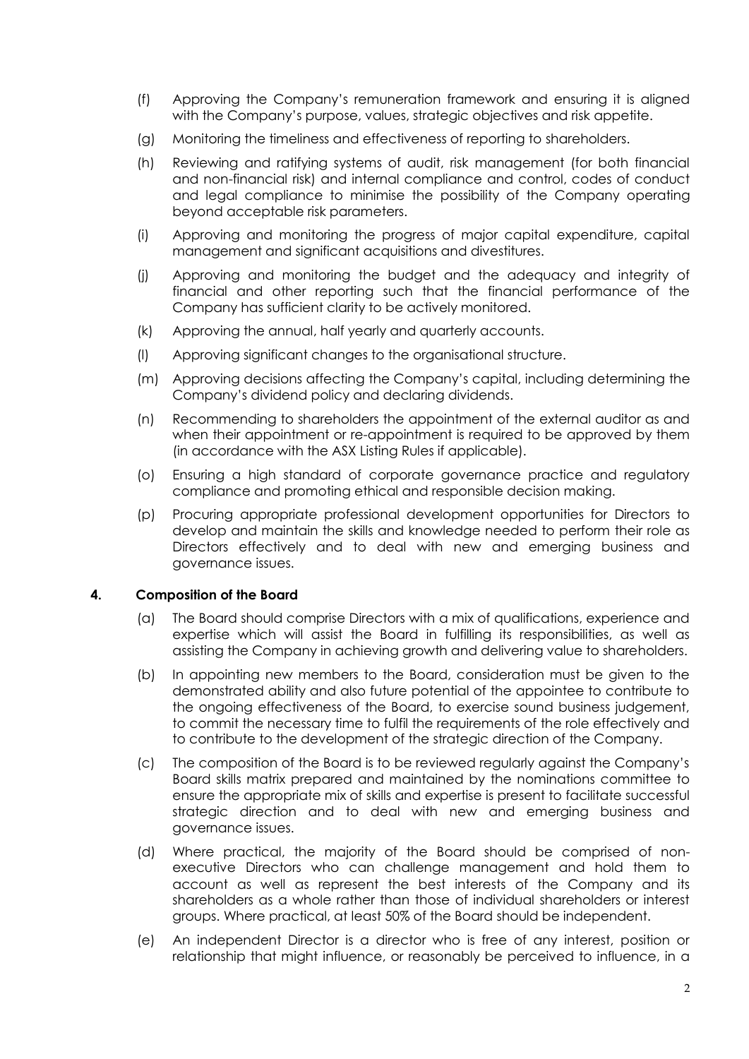(f) Approving the Company's remuneration framework and ensuring it is aligned with the Company's purpose, values, strategic objectives and risk appetite.

(g) Monitoring the timeliness and effectiveness of reporting to shareholders.

(h) Reviewing and ratifying systems of audit, risk management (for both financial and non-financial risk) and internal compliance and control, codes of conduct and legal compliance to minimise the possibility of the Company operating beyond acceptable risk parameters.

(i) Approving and monitoring the progress of major capital expenditure, capital management and significant acquisitions and divestitures.

(j) Approving and monitoring the budget and the adequacy and integrity of financial and other reporting such that the financial performance of the Company has sufficient clarity to be actively monitored.

(k) Approving the annual, half yearly and quarterly accounts.

(l) Approving significant changes to the organisational structure.

(m) Approving decisions affecting the Company's capital, including determining the Company's dividend policy and declaring dividends.

(n) Recommending to shareholders the appointment of the external auditor as and when their appointment or re-appointment is required to be approved by them (in accordance with the ASX Listing Rules if applicable).

(o) Ensuring a high standard of corporate governance practice and regulatory compliance and promoting ethical and responsible decision making.

(p) Procuring appropriate professional development opportunities for Directors to develop and maintain the skills and knowledge needed to perform their role as Directors effectively and to deal with new and emerging business and governance issues.

## 4. Composition of the Board

(a) The Board should comprise Directors with a mix of qualifications, experience and expertise which will assist the Board in fulfilling its responsibilities, as well as assisting the Company in achieving growth and delivering value to shareholders.

(b) In appointing new members to the Board, consideration must be given to the demonstrated ability and also future potential of the appointee to contribute to the ongoing effectiveness of the Board, to exercise sound business judgement, to commit the necessary time to fulfil the requirements of the role effectively and to contribute to the development of the strategic direction of the Company.

(c) The composition of the Board is to be reviewed regularly against the Company's Board skills matrix prepared and maintained by the nominations committee to ensure the appropriate mix of skills and expertise is present to facilitate successful strategic direction and to deal with new and emerging business and governance issues.

(d) Where practical, the majority of the Board should be comprised of non-executive Directors who can challenge management and hold them to account as well as represent the best interests of the Company and its shareholders as a whole rather than those of individual shareholders or interest groups. Where practical, at least 50% of the Board should be independent.

(e) An independent Director is a director who is free of any interest, position or relationship that might influence, or reasonably be perceived to influence, in a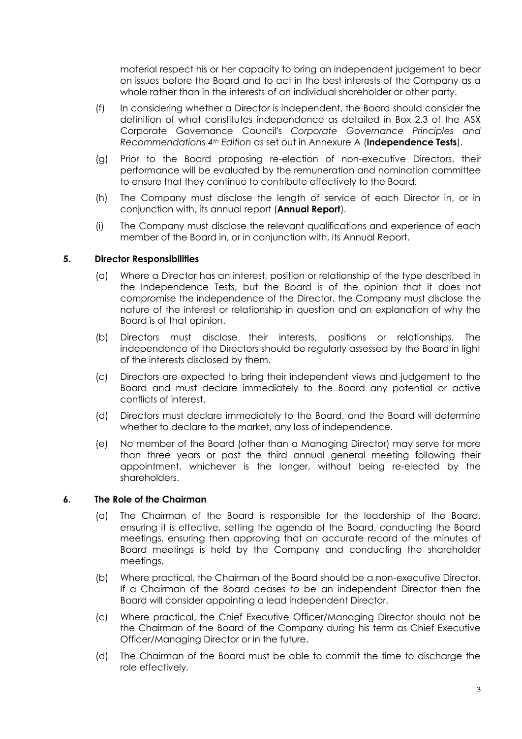material respect his or her capacity to bring an independent judgement to bear on issues before the Board and to act in the best interests of the Company as a whole rather than in the interests of an individual shareholder or other party.

(f) In considering whether a Director is independent, the Board should consider the definition of what constitutes independence as detailed in Box 2.3 of the ASX Corporate Governance Council's *Corporate Governance Principles and Recommendations 4th Edition* as set out in Annexure A (**Independence Tests**).

(g) Prior to the Board proposing re-election of non-executive Directors, their performance will be evaluated by the remuneration and nomination committee to ensure that they continue to contribute effectively to the Board.

(h) The Company must disclose the length of service of each Director in, or in conjunction with, its annual report (**Annual Report**).

(i) The Company must disclose the relevant qualifications and experience of each member of the Board in, or in conjunction with, its Annual Report.

### 5. Director Responsibilities

(a) Where a Director has an interest, position or relationship of the type described in the Independence Tests, but the Board is of the opinion that it does not compromise the independence of the Director, the Company must disclose the nature of the interest or relationship in question and an explanation of why the Board is of that opinion.

(b) Directors must disclose their interests, positions or relationships. The independence of the Directors should be regularly assessed by the Board in light of the interests disclosed by them.

(c) Directors are expected to bring their independent views and judgement to the Board and must declare immediately to the Board any potential or active conflicts of interest.

(d) Directors must declare immediately to the Board, and the Board will determine whether to declare to the market, any loss of independence.

(e) No member of the Board (other than a Managing Director) may serve for more than three years or past the third annual general meeting following their appointment, whichever is the longer, without being re-elected by the shareholders.

### 6. The Role of the Chairman

(a) The Chairman of the Board is responsible for the leadership of the Board, ensuring it is effective, setting the agenda of the Board, conducting the Board meetings, ensuring then approving that an accurate record of the minutes of Board meetings is held by the Company and conducting the shareholder meetings.

(b) Where practical, the Chairman of the Board should be a non-executive Director. If a Chairman of the Board ceases to be an independent Director then the Board will consider appointing a lead independent Director.

(c) Where practical, the Chief Executive Officer/Managing Director should not be the Chairman of the Board of the Company during his term as Chief Executive Officer/Managing Director or in the future.

(d) The Chairman of the Board must be able to commit the time to discharge the role effectively.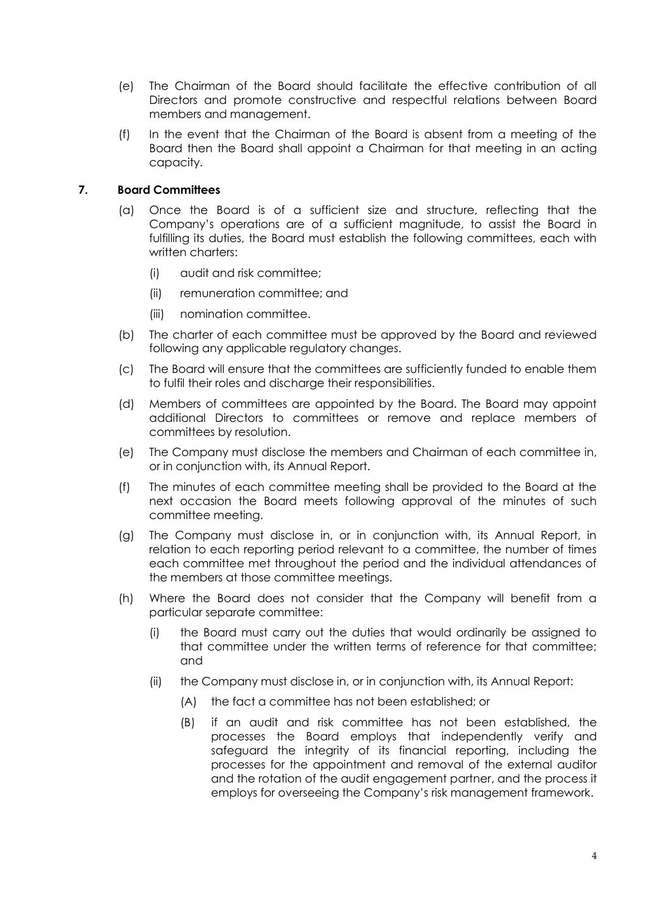(e) The Chairman of the Board should facilitate the effective contribution of all Directors and promote constructive and respectful relations between Board members and management.

(f) In the event that the Chairman of the Board is absent from a meeting of the Board then the Board shall appoint a Chairman for that meeting in an acting capacity.

## 7. Board Committees

(a) Once the Board is of a sufficient size and structure, reflecting that the Company's operations are of a sufficient magnitude, to assist the Board in fulfilling its duties, the Board must establish the following committees, each with written charters:

   (i) audit and risk committee;

   (ii) remuneration committee; and

   (iii) nomination committee.

(b) The charter of each committee must be approved by the Board and reviewed following any applicable regulatory changes.

(c) The Board will ensure that the committees are sufficiently funded to enable them to fulfil their roles and discharge their responsibilities.

(d) Members of committees are appointed by the Board. The Board may appoint additional Directors to committees or remove and replace members of committees by resolution.

(e) The Company must disclose the members and Chairman of each committee in, or in conjunction with, its Annual Report.

(f) The minutes of each committee meeting shall be provided to the Board at the next occasion the Board meets following approval of the minutes of such committee meeting.

(g) The Company must disclose in, or in conjunction with, its Annual Report, in relation to each reporting period relevant to a committee, the number of times each committee met throughout the period and the individual attendances of the members at those committee meetings.

(h) Where the Board does not consider that the Company will benefit from a particular separate committee:

   (i) the Board must carry out the duties that would ordinarily be assigned to that committee under the written terms of reference for that committee; and

   (ii) the Company must disclose in, or in conjunction with, its Annual Report:

      (A) the fact a committee has not been established; or

      (B) if an audit and risk committee has not been established, the processes the Board employs that independently verify and safeguard the integrity of its financial reporting, including the processes for the appointment and removal of the external auditor and the rotation of the audit engagement partner, and the process it employs for overseeing the Company's risk management framework.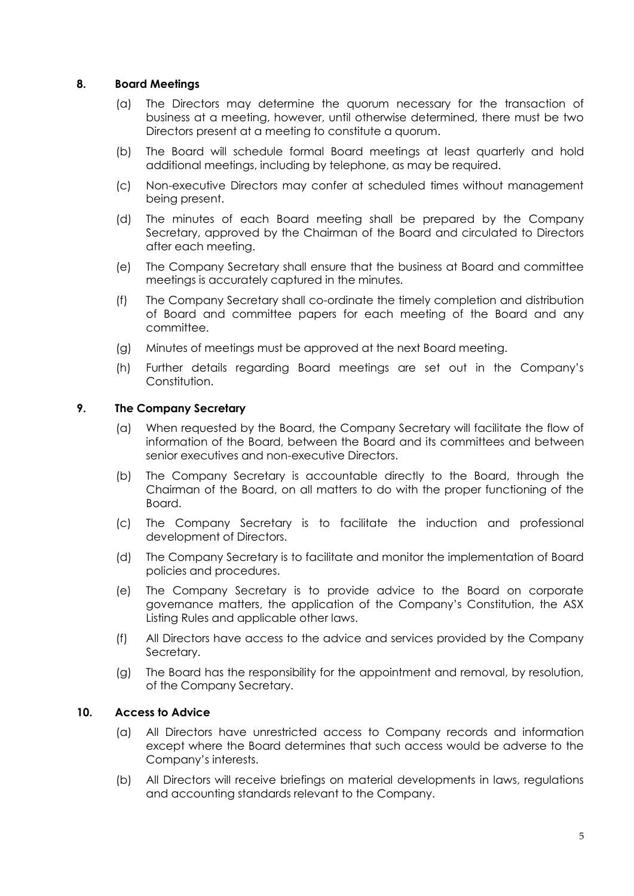## 8. Board Meetings

(a) The Directors may determine the quorum necessary for the transaction of business at a meeting, however, until otherwise determined, there must be two Directors present at a meeting to constitute a quorum.

(b) The Board will schedule formal Board meetings at least quarterly and hold additional meetings, including by telephone, as may be required.

(c) Non-executive Directors may confer at scheduled times without management being present.

(d) The minutes of each Board meeting shall be prepared by the Company Secretary, approved by the Chairman of the Board and circulated to Directors after each meeting.

(e) The Company Secretary shall ensure that the business at Board and committee meetings is accurately captured in the minutes.

(f) The Company Secretary shall co-ordinate the timely completion and distribution of Board and committee papers for each meeting of the Board and any committee.

(g) Minutes of meetings must be approved at the next Board meeting.

(h) Further details regarding Board meetings are set out in the Company's Constitution.

## 9. The Company Secretary

(a) When requested by the Board, the Company Secretary will facilitate the flow of information of the Board, between the Board and its committees and between senior executives and non-executive Directors.

(b) The Company Secretary is accountable directly to the Board, through the Chairman of the Board, on all matters to do with the proper functioning of the Board.

(c) The Company Secretary is to facilitate the induction and professional development of Directors.

(d) The Company Secretary is to facilitate and monitor the implementation of Board policies and procedures.

(e) The Company Secretary is to provide advice to the Board on corporate governance matters, the application of the Company's Constitution, the ASX Listing Rules and applicable other laws.

(f) All Directors have access to the advice and services provided by the Company Secretary.

(g) The Board has the responsibility for the appointment and removal, by resolution, of the Company Secretary.

## 10. Access to Advice

(a) All Directors have unrestricted access to Company records and information except where the Board determines that such access would be adverse to the Company's interests.

(b) All Directors will receive briefings on material developments in laws, regulations and accounting standards relevant to the Company.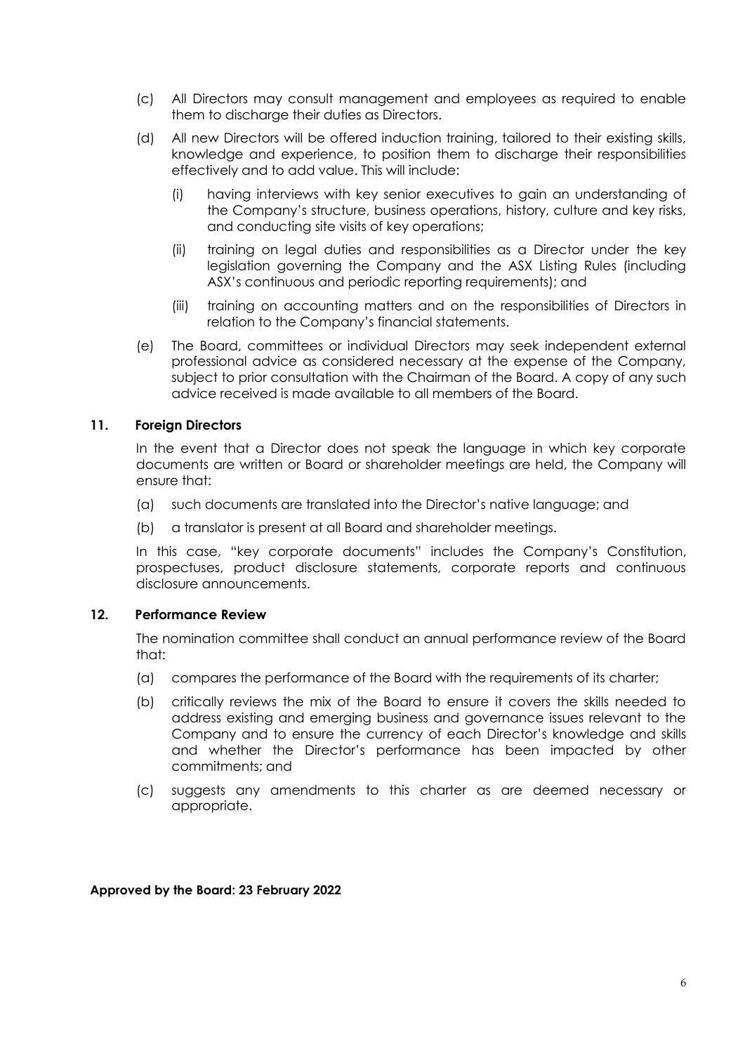(c) All Directors may consult management and employees as required to enable them to discharge their duties as Directors.

(d) All new Directors will be offered induction training, tailored to their existing skills, knowledge and experience, to position them to discharge their responsibilities effectively and to add value. This will include:

  (i) having interviews with key senior executives to gain an understanding of the Company's structure, business operations, history, culture and key risks, and conducting site visits of key operations;

  (ii) training on legal duties and responsibilities as a Director under the key legislation governing the Company and the ASX Listing Rules (including ASX's continuous and periodic reporting requirements); and

  (iii) training on accounting matters and on the responsibilities of Directors in relation to the Company's financial statements.

(e) The Board, committees or individual Directors may seek independent external professional advice as considered necessary at the expense of the Company, subject to prior consultation with the Chairman of the Board. A copy of any such advice received is made available to all members of the Board.

## 11. Foreign Directors

In the event that a Director does not speak the language in which key corporate documents are written or Board or shareholder meetings are held, the Company will ensure that:

(a) such documents are translated into the Director's native language; and

(b) a translator is present at all Board and shareholder meetings.

In this case, "key corporate documents" includes the Company's Constitution, prospectuses, product disclosure statements, corporate reports and continuous disclosure announcements.

## 12. Performance Review

The nomination committee shall conduct an annual performance review of the Board that:

(a) compares the performance of the Board with the requirements of its charter;

(b) critically reviews the mix of the Board to ensure it covers the skills needed to address existing and emerging business and governance issues relevant to the Company and to ensure the currency of each Director's knowledge and skills and whether the Director's performance has been impacted by other commitments; and

(c) suggests any amendments to this charter as are deemed necessary or appropriate.

**Approved by the Board: 23 February 2022**